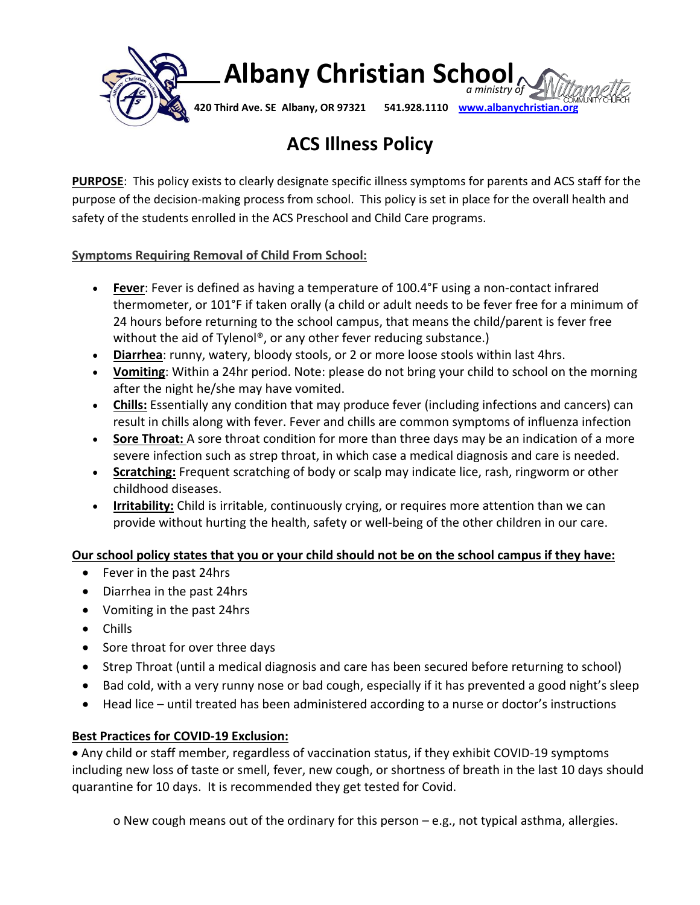# Albany Christian School

*a ministry of Willamette Community Church*

**420 Third Ave. SE Albany, OR 97321 541.928.1110 [www.albanychristian.org](http://www.albanychristian.org)**

## ACS Illness Policy

**PURPOSE**: This policy exists to clearly designate specific illness symptoms for parents and ACS staff for the purpose of the decision-making process from school. This policy is set in place for the overall health and safety of the students enrolled in the ACS Preschool and Child Care programs.

**Symptoms Requiring Removal of Child From School:**

- **Fever**: Fever is defined as having a temperature of 100.4°F using a non-contact infrared thermometer, or 101°F if taken orally (a child or adult needs to be fever free for a minimum of 24 hours before returning to the school campus, that means the child/parent is fever free without the aid of Tylenol®, or any other fever reducing substance.)
- **Diarrhea**: runny, watery, bloody stools, or 2 or more loose stools within last 4hrs.
- **Vomiting**: Within a 24hr period. Note: please do not bring your child to school on the morning after the night he/she may have vomited.
- **Chills:** Essentially any condition that may produce fever (including infections and cancers) can result in chills along with fever. Fever and chills are common symptoms of influenza infection
- **Sore Throat:** A sore throat condition for more than three days may be an indication of a more severe infection such as strep throat, in which case a medical diagnosis and care is needed.
- **Scratching:** Frequent scratching of body or scalp may indicate lice, rash, ringworm or other childhood diseases.
- **Irritability:** Child is irritable, continuously crying, or requires more attention than we can provide without hurting the health, safety or well-being of the other children in our care.

**Our school policy states that you or your child should not be on the school campus if they have:**

- Fever in the past 24hrs
- Diarrhea in the past 24hrs
- Vomiting in the past 24hrs
- Chills
- Sore throat for over three days
- Strep Throat (until a medical diagnosis and care has been secured before returning to school)
- Bad cold, with a very runny nose or bad cough, especially if it has prevented a good night's sleep
- Head lice – until treated has been administered according to a nurse or doctor's instructions

**Best Practices for COVID-19 Exclusion:**

- Any child or staff member, regardless of vaccination status, if they exhibit COVID-19 symptoms including new loss of taste or smell, fever, new cough, or shortness of breath in the last 10 days should quarantine for 10 days. It is recommended they get tested for Covid.
  - New cough means out of the ordinary for this person – e.g., not typical asthma, allergies.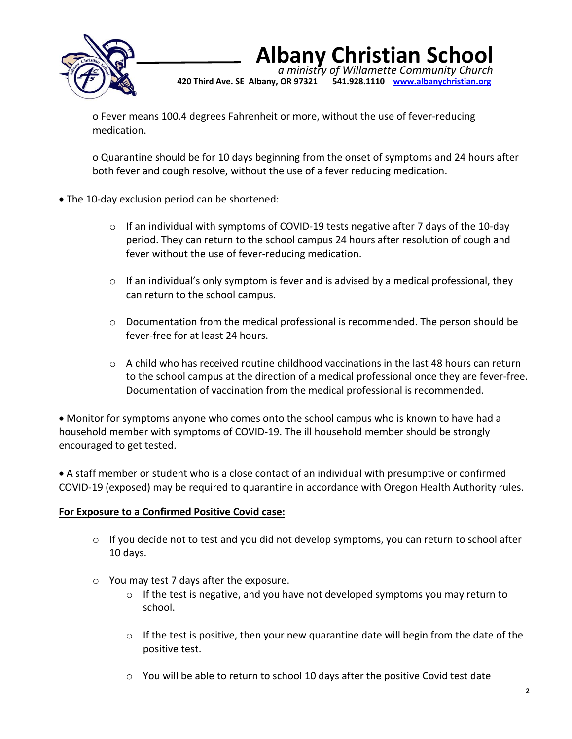- Fever means 100.4 degrees Fahrenheit or more, without the use of fever-reducing medication.

- Quarantine should be for 10 days beginning from the onset of symptoms and 24 hours after both fever and cough resolve, without the use of a fever reducing medication.

- The 10-day exclusion period can be shortened:
  - If an individual with symptoms of COVID-19 tests negative after 7 days of the 10-day period. They can return to the school campus 24 hours after resolution of cough and fever without the use of fever-reducing medication.
  - If an individual's only symptom is fever and is advised by a medical professional, they can return to the school campus.
  - Documentation from the medical professional is recommended. The person should be fever-free for at least 24 hours.
  - A child who has received routine childhood vaccinations in the last 48 hours can return to the school campus at the direction of a medical professional once they are fever-free. Documentation of vaccination from the medical professional is recommended.

- Monitor for symptoms anyone who comes onto the school campus who is known to have had a household member with symptoms of COVID-19. The ill household member should be strongly encouraged to get tested.

- A staff member or student who is a close contact of an individual with presumptive or confirmed COVID-19 (exposed) may be required to quarantine in accordance with Oregon Health Authority rules.

**For Exposure to a Confirmed Positive Covid case:**

- If you decide not to test and you did not develop symptoms, you can return to school after 10 days.
- You may test 7 days after the exposure.
  - If the test is negative, and you have not developed symptoms you may return to school.
  - If the test is positive, then your new quarantine date will begin from the date of the positive test.
  - You will be able to return to school 10 days after the positive Covid test date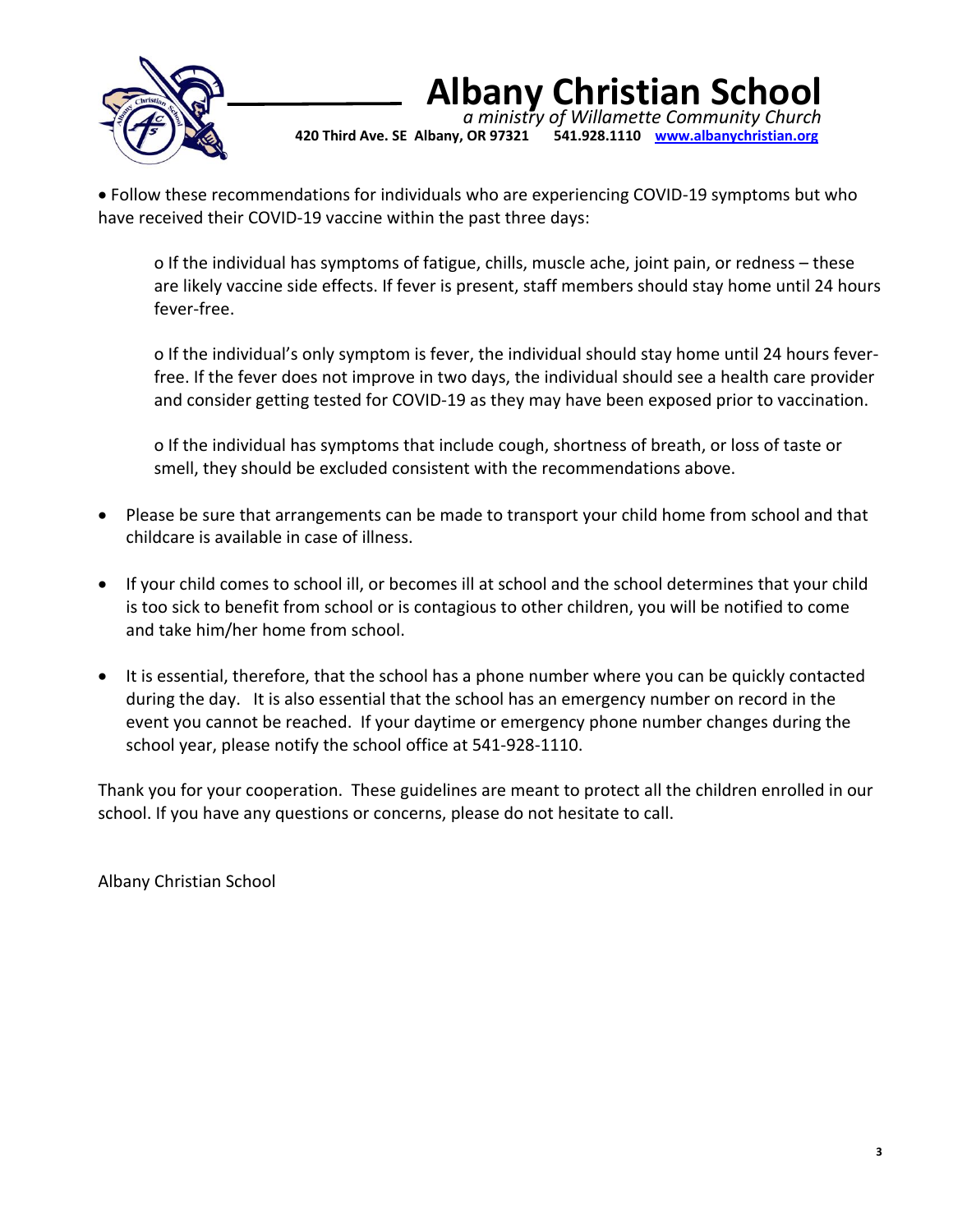- Follow these recommendations for individuals who are experiencing COVID-19 symptoms but who have received their COVID-19 vaccine within the past three days:

  - If the individual has symptoms of fatigue, chills, muscle ache, joint pain, or redness – these are likely vaccine side effects. If fever is present, staff members should stay home until 24 hours fever-free.

  - If the individual's only symptom is fever, the individual should stay home until 24 hours fever-free. If the fever does not improve in two days, the individual should see a health care provider and consider getting tested for COVID-19 as they may have been exposed prior to vaccination.

  - If the individual has symptoms that include cough, shortness of breath, or loss of taste or smell, they should be excluded consistent with the recommendations above.

- Please be sure that arrangements can be made to transport your child home from school and that childcare is available in case of illness.

- If your child comes to school ill, or becomes ill at school and the school determines that your child is too sick to benefit from school or is contagious to other children, you will be notified to come and take him/her home from school.

- It is essential, therefore, that the school has a phone number where you can be quickly contacted during the day. It is also essential that the school has an emergency number on record in the event you cannot be reached. If your daytime or emergency phone number changes during the school year, please notify the school office at 541-928-1110.

Thank you for your cooperation. These guidelines are meant to protect all the children enrolled in our school. If you have any questions or concerns, please do not hesitate to call.

Albany Christian School